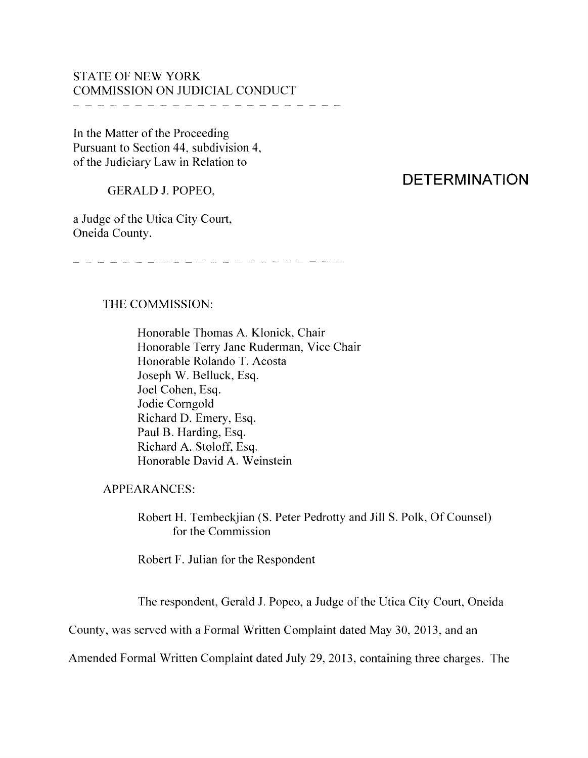STATE OF NEW YORK
COMMISSION ON JUDICIAL CONDUCT

---

In the Matter of the Proceeding
Pursuant to Section 44, subdivision 4,
of the Judiciary Law in Relation to

GERALD J. POPEO,

a Judge of the Utica City Court,
Oneida County.

---

# DETERMINATION

THE COMMISSION:

Honorable Thomas A. Klonick, Chair
Honorable Terry Jane Ruderman, Vice Chair
Honorable Rolando T. Acosta
Joseph W. Belluck, Esq.
Joel Cohen, Esq.
Jodie Corngold
Richard D. Emery, Esq.
Paul B. Harding, Esq.
Richard A. Stoloff, Esq.
Honorable David A. Weinstein

APPEARANCES:

Robert H. Tembeckjian (S. Peter Pedrotty and Jill S. Polk, Of Counsel) for the Commission

Robert F. Julian for the Respondent

The respondent, Gerald J. Popeo, a Judge of the Utica City Court, Oneida County, was served with a Formal Written Complaint dated May 30, 2013, and an Amended Formal Written Complaint dated July 29, 2013, containing three charges. The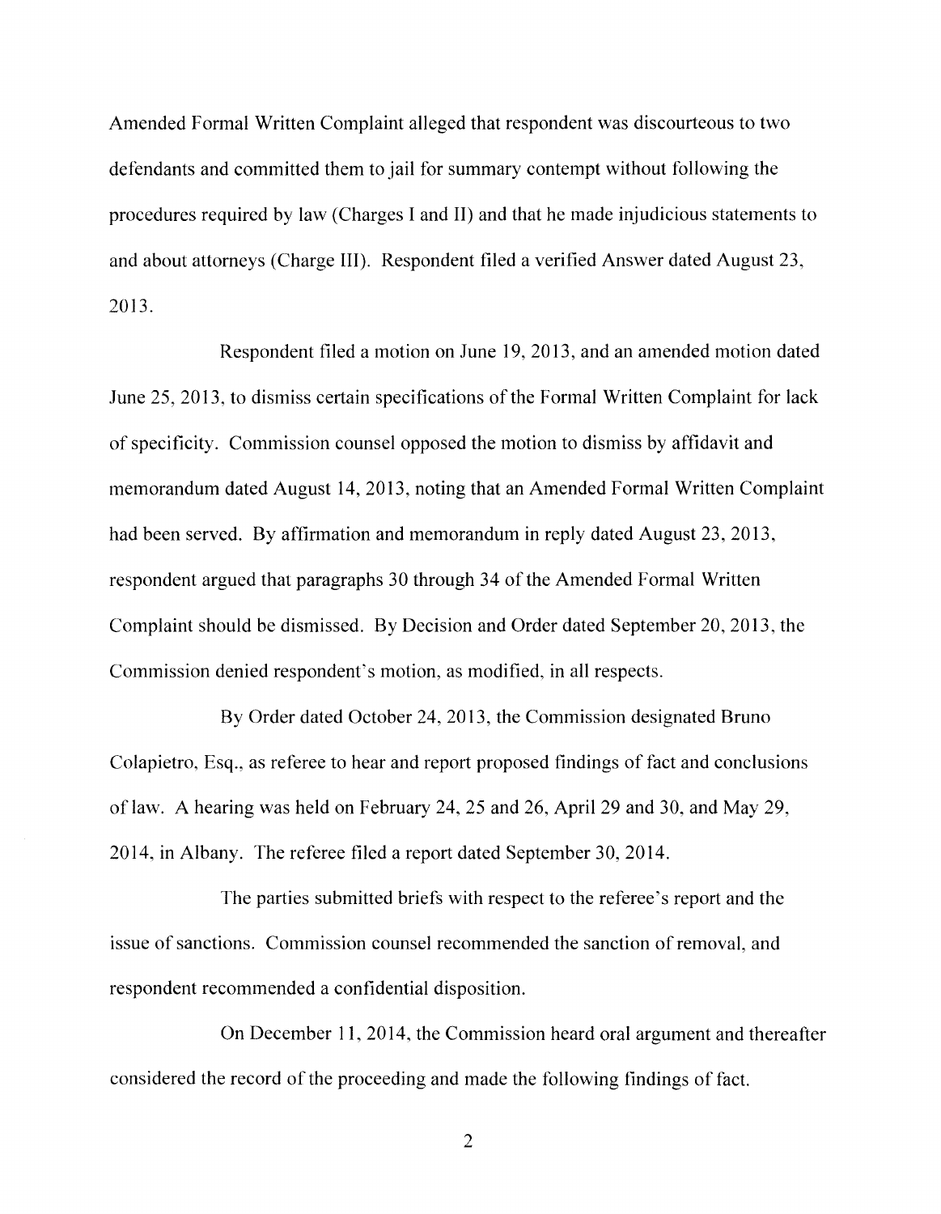Amended Formal Written Complaint alleged that respondent was discourteous to two defendants and committed them to jail for summary contempt without following the procedures required by law (Charges I and II) and that he made injudicious statements to and about attorneys (Charge III). Respondent filed a verified Answer dated August 23, 2013.

Respondent filed a motion on June 19, 2013, and an amended motion dated June 25, 2013, to dismiss certain specifications of the Formal Written Complaint for lack of specificity. Commission counsel opposed the motion to dismiss by affidavit and memorandum dated August 14, 2013, noting that an Amended Formal Written Complaint had been served. By affirmation and memorandum in reply dated August 23, 2013, respondent argued that paragraphs 30 through 34 of the Amended Formal Written Complaint should be dismissed. By Decision and Order dated September 20, 2013, the Commission denied respondent's motion, as modified, in all respects.

By Order dated October 24, 2013, the Commission designated Bruno Colapietro, Esq., as referee to hear and report proposed findings of fact and conclusions of law. A hearing was held on February 24, 25 and 26, April 29 and 30, and May 29, 2014, in Albany. The referee filed a report dated September 30, 2014.

The parties submitted briefs with respect to the referee's report and the issue of sanctions. Commission counsel recommended the sanction of removal, and respondent recommended a confidential disposition.

On December 11, 2014, the Commission heard oral argument and thereafter considered the record of the proceeding and made the following findings of fact.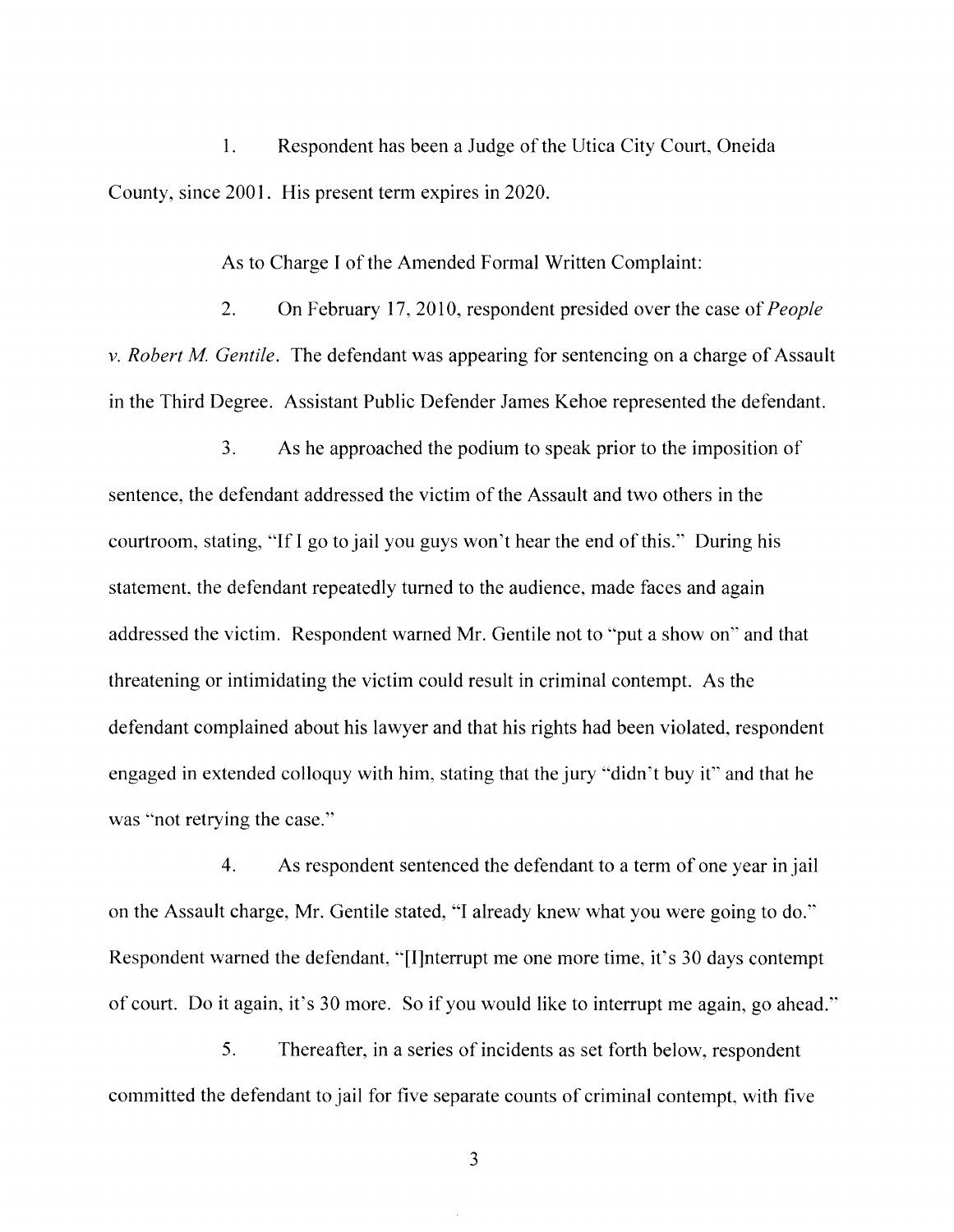1. Respondent has been a Judge of the Utica City Court, Oneida County, since 2001. His present term expires in 2020.

As to Charge I of the Amended Formal Written Complaint:

2. On February 17, 2010, respondent presided over the case of *People v. Robert M. Gentile*. The defendant was appearing for sentencing on a charge of Assault in the Third Degree. Assistant Public Defender James Kehoe represented the defendant.

3. As he approached the podium to speak prior to the imposition of sentence, the defendant addressed the victim of the Assault and two others in the courtroom, stating, "If I go to jail you guys won't hear the end of this." During his statement, the defendant repeatedly turned to the audience, made faces and again addressed the victim. Respondent warned Mr. Gentile not to "put a show on" and that threatening or intimidating the victim could result in criminal contempt. As the defendant complained about his lawyer and that his rights had been violated, respondent engaged in extended colloquy with him, stating that the jury "didn't buy it" and that he was "not retrying the case."

4. As respondent sentenced the defendant to a term of one year in jail on the Assault charge, Mr. Gentile stated, "I already knew what you were going to do." Respondent warned the defendant, "[I]nterrupt me one more time, it's 30 days contempt of court. Do it again, it's 30 more. So if you would like to interrupt me again, go ahead."

5. Thereafter, in a series of incidents as set forth below, respondent committed the defendant to jail for five separate counts of criminal contempt, with five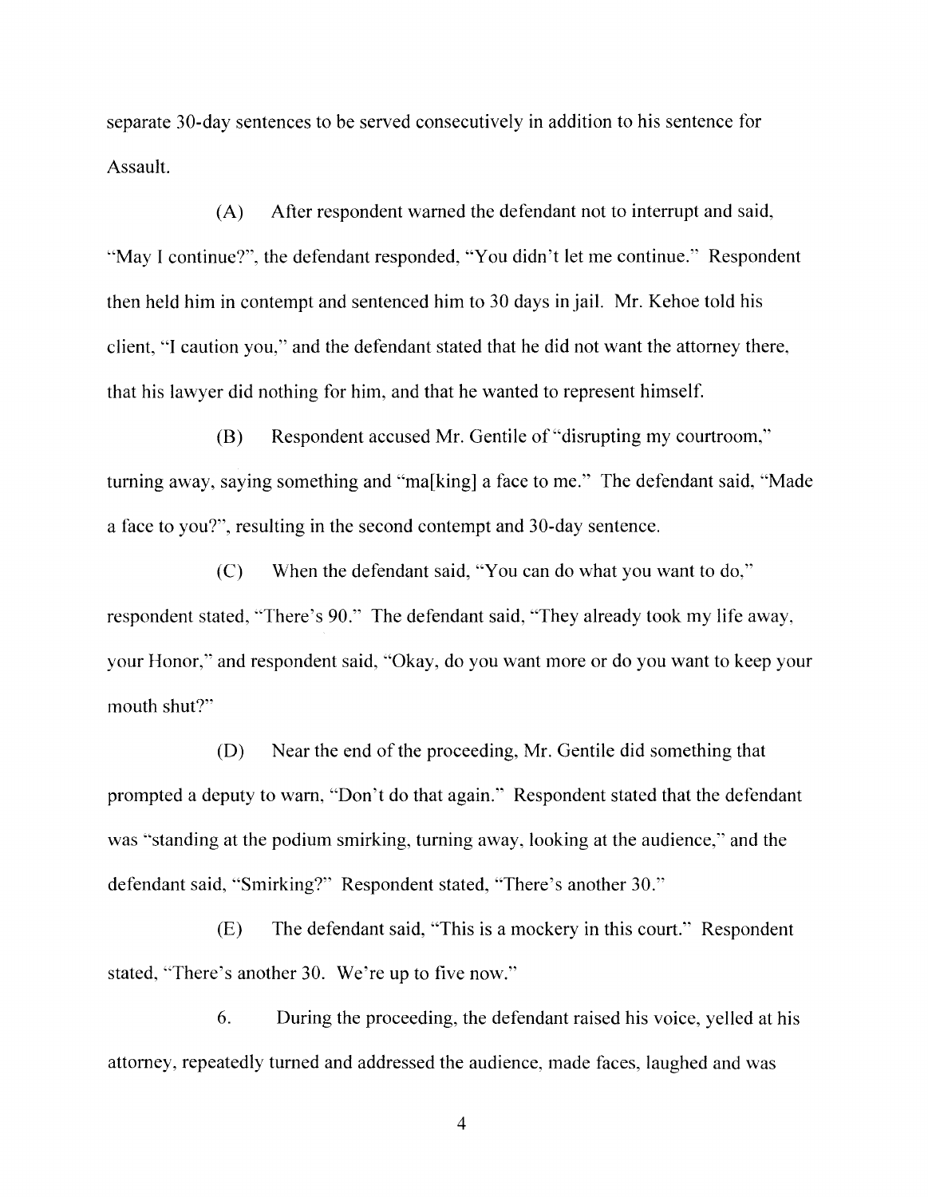separate 30-day sentences to be served consecutively in addition to his sentence for Assault.

(A) After respondent warned the defendant not to interrupt and said, "May I continue?", the defendant responded, "You didn't let me continue." Respondent then held him in contempt and sentenced him to 30 days in jail. Mr. Kehoe told his client, "I caution you," and the defendant stated that he did not want the attorney there, that his lawyer did nothing for him, and that he wanted to represent himself.

(B) Respondent accused Mr. Gentile of "disrupting my courtroom," turning away, saying something and "ma[king] a face to me." The defendant said, "Made a face to you?", resulting in the second contempt and 30-day sentence.

(C) When the defendant said, "You can do what you want to do," respondent stated, "There's 90." The defendant said, "They already took my life away, your Honor," and respondent said, "Okay, do you want more or do you want to keep your mouth shut?"

(D) Near the end of the proceeding, Mr. Gentile did something that prompted a deputy to warn, "Don't do that again." Respondent stated that the defendant was "standing at the podium smirking, turning away, looking at the audience," and the defendant said, "Smirking?" Respondent stated, "There's another 30."

(E) The defendant said, "This is a mockery in this court." Respondent stated, "There's another 30. We're up to five now."

6. During the proceeding, the defendant raised his voice, yelled at his attorney, repeatedly turned and addressed the audience, made faces, laughed and was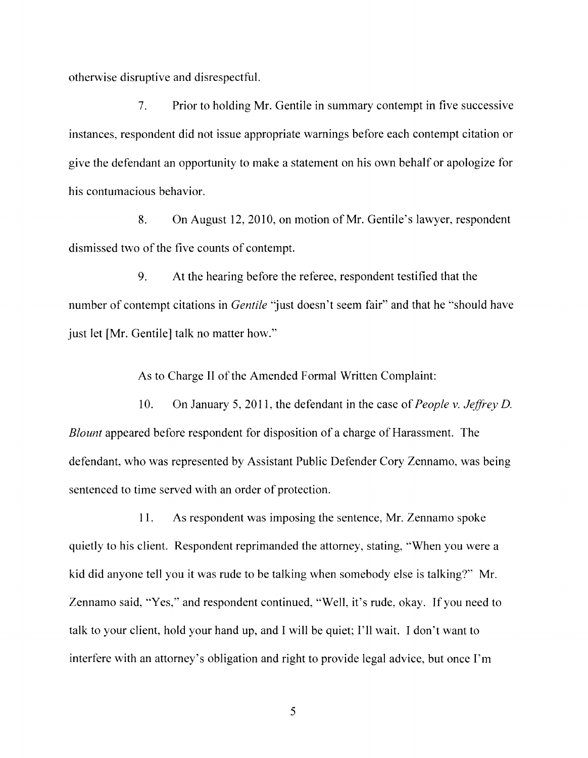otherwise disruptive and disrespectful.

7. Prior to holding Mr. Gentile in summary contempt in five successive instances, respondent did not issue appropriate warnings before each contempt citation or give the defendant an opportunity to make a statement on his own behalf or apologize for his contumacious behavior.

8. On August 12, 2010, on motion of Mr. Gentile's lawyer, respondent dismissed two of the five counts of contempt.

9. At the hearing before the referee, respondent testified that the number of contempt citations in *Gentile* "just doesn't seem fair" and that he "should have just let [Mr. Gentile] talk no matter how."

As to Charge II of the Amended Formal Written Complaint:

10. On January 5, 2011, the defendant in the case of *People v. Jeffrey D. Blount* appeared before respondent for disposition of a charge of Harassment. The defendant, who was represented by Assistant Public Defender Cory Zennamo, was being sentenced to time served with an order of protection.

11. As respondent was imposing the sentence, Mr. Zennamo spoke quietly to his client. Respondent reprimanded the attorney, stating, "When you were a kid did anyone tell you it was rude to be talking when somebody else is talking?" Mr. Zennamo said, "Yes," and respondent continued, "Well, it's rude, okay. If you need to talk to your client, hold your hand up, and I will be quiet; I'll wait. I don't want to interfere with an attorney's obligation and right to provide legal advice, but once I'm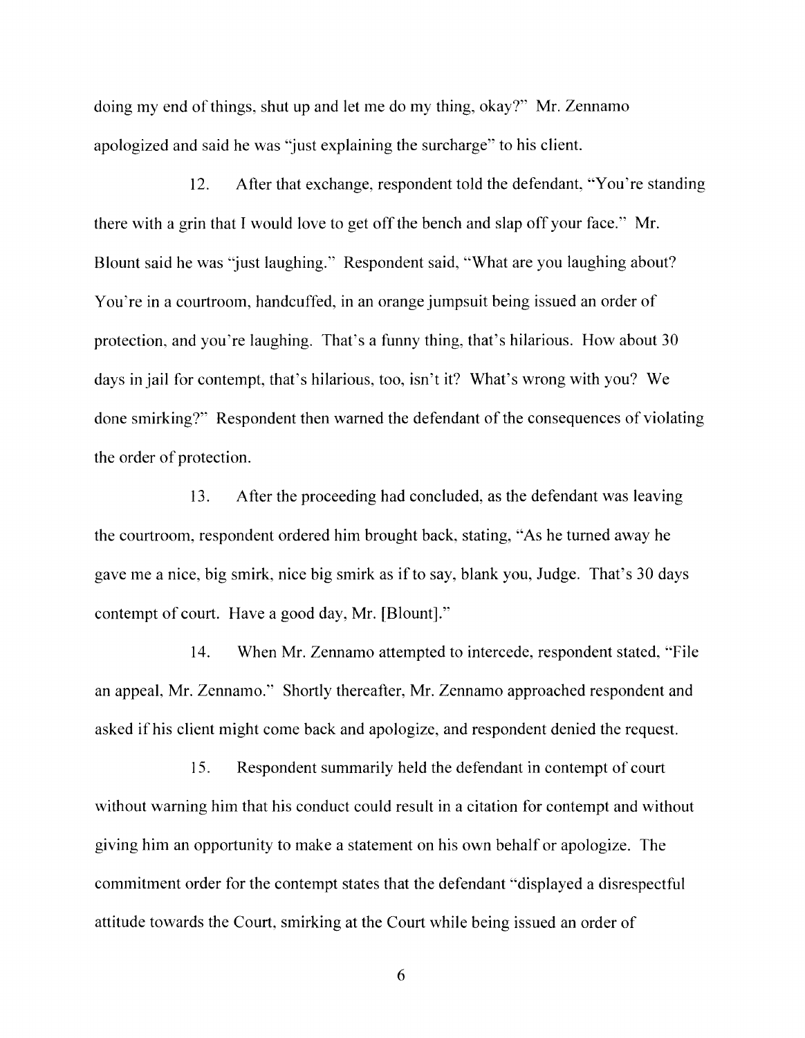doing my end of things, shut up and let me do my thing, okay?" Mr. Zennamo apologized and said he was "just explaining the surcharge" to his client.

12. After that exchange, respondent told the defendant, "You're standing there with a grin that I would love to get off the bench and slap off your face." Mr. Blount said he was "just laughing." Respondent said, "What are you laughing about? You're in a courtroom, handcuffed, in an orange jumpsuit being issued an order of protection, and you're laughing. That's a funny thing, that's hilarious. How about 30 days in jail for contempt, that's hilarious, too, isn't it? What's wrong with you? We done smirking?" Respondent then warned the defendant of the consequences of violating the order of protection.

13. After the proceeding had concluded, as the defendant was leaving the courtroom, respondent ordered him brought back, stating, "As he turned away he gave me a nice, big smirk, nice big smirk as if to say, blank you, Judge. That's 30 days contempt of court. Have a good day, Mr. [Blount]."

14. When Mr. Zennamo attempted to intercede, respondent stated, "File an appeal, Mr. Zennamo." Shortly thereafter, Mr. Zennamo approached respondent and asked if his client might come back and apologize, and respondent denied the request.

15. Respondent summarily held the defendant in contempt of court without warning him that his conduct could result in a citation for contempt and without giving him an opportunity to make a statement on his own behalf or apologize. The commitment order for the contempt states that the defendant "displayed a disrespectful attitude towards the Court, smirking at the Court while being issued an order of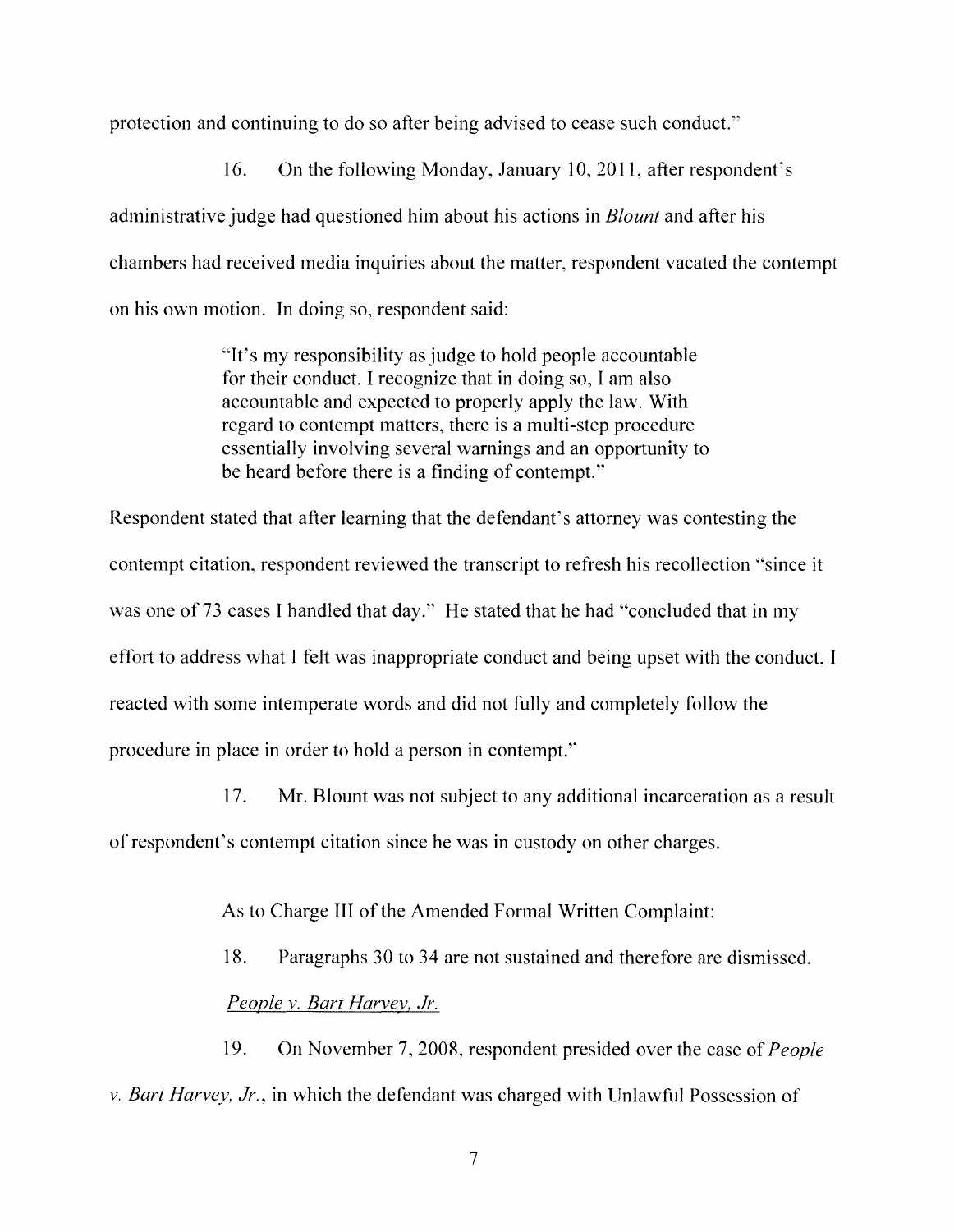protection and continuing to do so after being advised to cease such conduct."

16. On the following Monday, January 10, 2011, after respondent's administrative judge had questioned him about his actions in *Blount* and after his chambers had received media inquiries about the matter, respondent vacated the contempt on his own motion. In doing so, respondent said:

> "It's my responsibility as judge to hold people accountable for their conduct. I recognize that in doing so, I am also accountable and expected to properly apply the law. With regard to contempt matters, there is a multi-step procedure essentially involving several warnings and an opportunity to be heard before there is a finding of contempt."

Respondent stated that after learning that the defendant's attorney was contesting the contempt citation, respondent reviewed the transcript to refresh his recollection "since it was one of 73 cases I handled that day." He stated that he had "concluded that in my effort to address what I felt was inappropriate conduct and being upset with the conduct, I reacted with some intemperate words and did not fully and completely follow the procedure in place in order to hold a person in contempt."

17. Mr. Blount was not subject to any additional incarceration as a result of respondent's contempt citation since he was in custody on other charges.

As to Charge III of the Amended Formal Written Complaint:

18. Paragraphs 30 to 34 are not sustained and therefore are dismissed.

*People v. Bart Harvey, Jr.*

19. On November 7, 2008, respondent presided over the case of *People v. Bart Harvey, Jr.*, in which the defendant was charged with Unlawful Possession of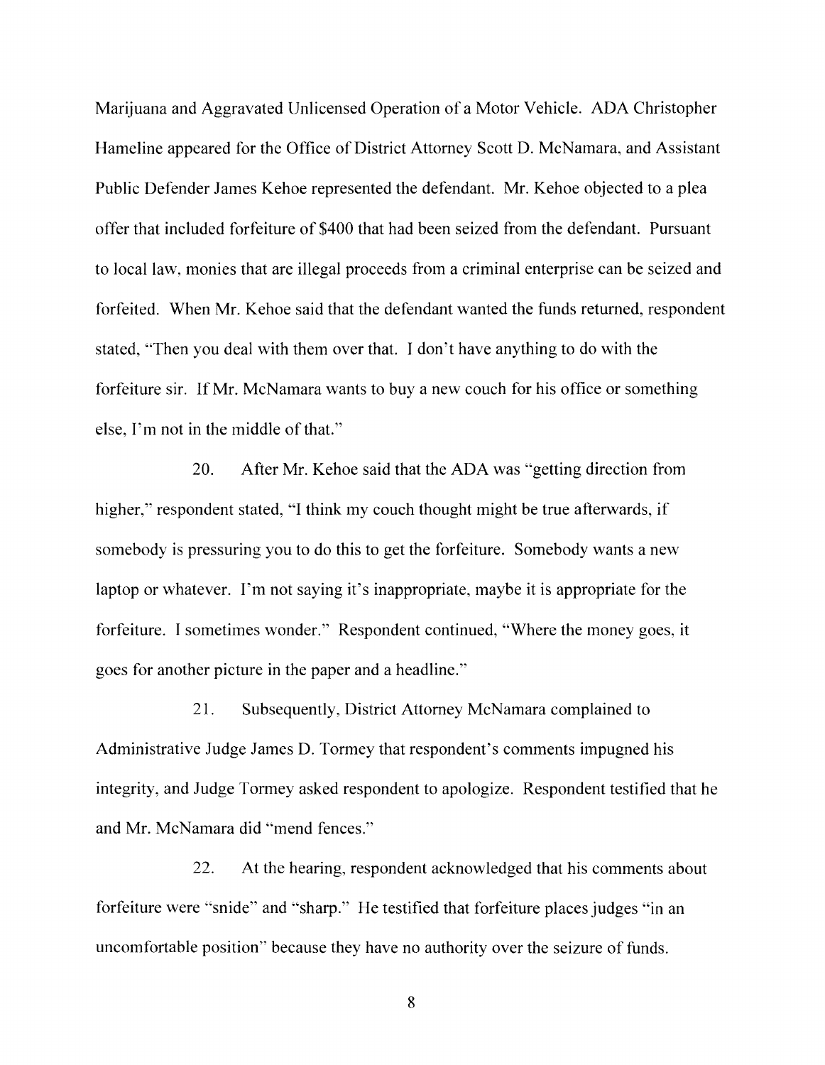Marijuana and Aggravated Unlicensed Operation of a Motor Vehicle. ADA Christopher Hameline appeared for the Office of District Attorney Scott D. McNamara, and Assistant Public Defender James Kehoe represented the defendant. Mr. Kehoe objected to a plea offer that included forfeiture of $400 that had been seized from the defendant. Pursuant to local law, monies that are illegal proceeds from a criminal enterprise can be seized and forfeited. When Mr. Kehoe said that the defendant wanted the funds returned, respondent stated, "Then you deal with them over that. I don't have anything to do with the forfeiture sir. If Mr. McNamara wants to buy a new couch for his office or something else, I'm not in the middle of that."

20. After Mr. Kehoe said that the ADA was "getting direction from higher," respondent stated, "I think my couch thought might be true afterwards, if somebody is pressuring you to do this to get the forfeiture. Somebody wants a new laptop or whatever. I'm not saying it's inappropriate, maybe it is appropriate for the forfeiture. I sometimes wonder." Respondent continued, "Where the money goes, it goes for another picture in the paper and a headline."

21. Subsequently, District Attorney McNamara complained to Administrative Judge James D. Tormey that respondent's comments impugned his integrity, and Judge Tormey asked respondent to apologize. Respondent testified that he and Mr. McNamara did "mend fences."

22. At the hearing, respondent acknowledged that his comments about forfeiture were "snide" and "sharp." He testified that forfeiture places judges "in an uncomfortable position" because they have no authority over the seizure of funds.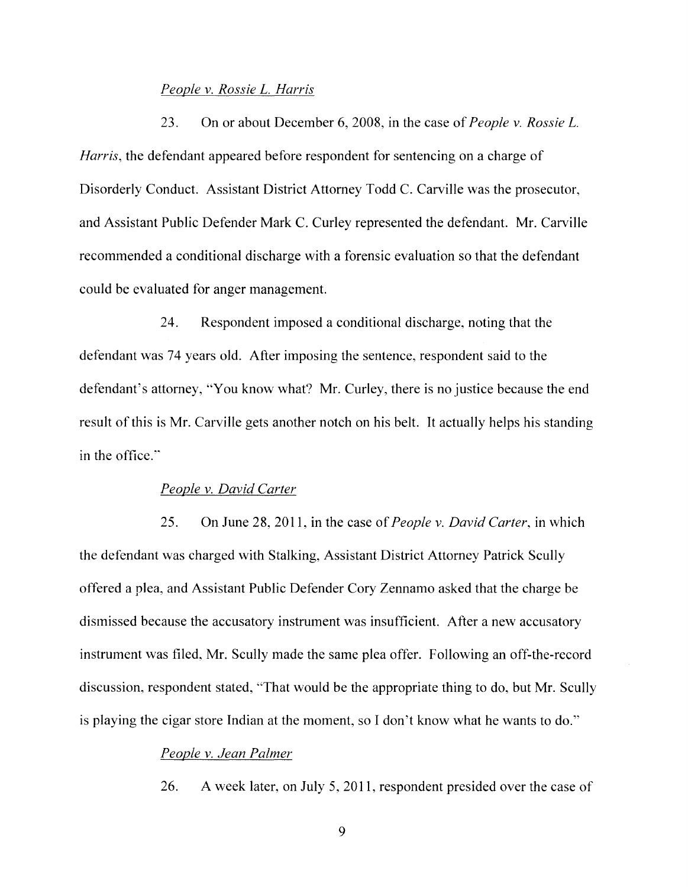*People v. Rossie L. Harris*

23. On or about December 6, 2008, in the case of *People v. Rossie L. Harris*, the defendant appeared before respondent for sentencing on a charge of Disorderly Conduct. Assistant District Attorney Todd C. Carville was the prosecutor, and Assistant Public Defender Mark C. Curley represented the defendant. Mr. Carville recommended a conditional discharge with a forensic evaluation so that the defendant could be evaluated for anger management.

24. Respondent imposed a conditional discharge, noting that the defendant was 74 years old. After imposing the sentence, respondent said to the defendant's attorney, "You know what? Mr. Curley, there is no justice because the end result of this is Mr. Carville gets another notch on his belt. It actually helps his standing in the office."

*People v. David Carter*

25. On June 28, 2011, in the case of *People v. David Carter*, in which the defendant was charged with Stalking, Assistant District Attorney Patrick Scully offered a plea, and Assistant Public Defender Cory Zennamo asked that the charge be dismissed because the accusatory instrument was insufficient. After a new accusatory instrument was filed, Mr. Scully made the same plea offer. Following an off-the-record discussion, respondent stated, "That would be the appropriate thing to do, but Mr. Scully is playing the cigar store Indian at the moment, so I don't know what he wants to do."

*People v. Jean Palmer*

26. A week later, on July 5, 2011, respondent presided over the case of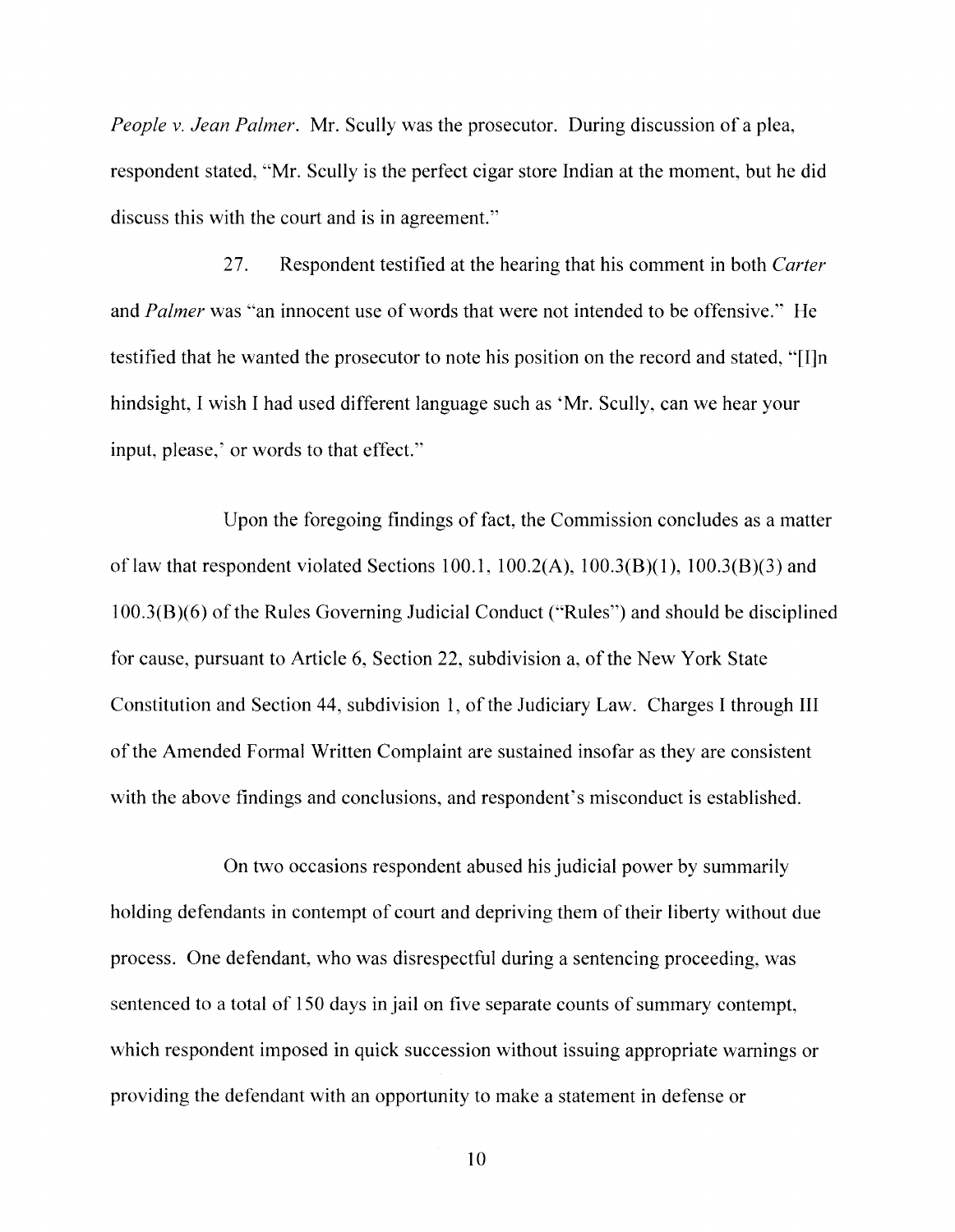*People v. Jean Palmer*. Mr. Scully was the prosecutor. During discussion of a plea, respondent stated, "Mr. Scully is the perfect cigar store Indian at the moment, but he did discuss this with the court and is in agreement."

27. Respondent testified at the hearing that his comment in both *Carter* and *Palmer* was "an innocent use of words that were not intended to be offensive." He testified that he wanted the prosecutor to note his position on the record and stated, "[I]n hindsight, I wish I had used different language such as 'Mr. Scully, can we hear your input, please,' or words to that effect."

Upon the foregoing findings of fact, the Commission concludes as a matter of law that respondent violated Sections 100.1, 100.2(A), 100.3(B)(1), 100.3(B)(3) and 100.3(B)(6) of the Rules Governing Judicial Conduct ("Rules") and should be disciplined for cause, pursuant to Article 6, Section 22, subdivision a, of the New York State Constitution and Section 44, subdivision 1, of the Judiciary Law. Charges I through III of the Amended Formal Written Complaint are sustained insofar as they are consistent with the above findings and conclusions, and respondent's misconduct is established.

On two occasions respondent abused his judicial power by summarily holding defendants in contempt of court and depriving them of their liberty without due process. One defendant, who was disrespectful during a sentencing proceeding, was sentenced to a total of 150 days in jail on five separate counts of summary contempt, which respondent imposed in quick succession without issuing appropriate warnings or providing the defendant with an opportunity to make a statement in defense or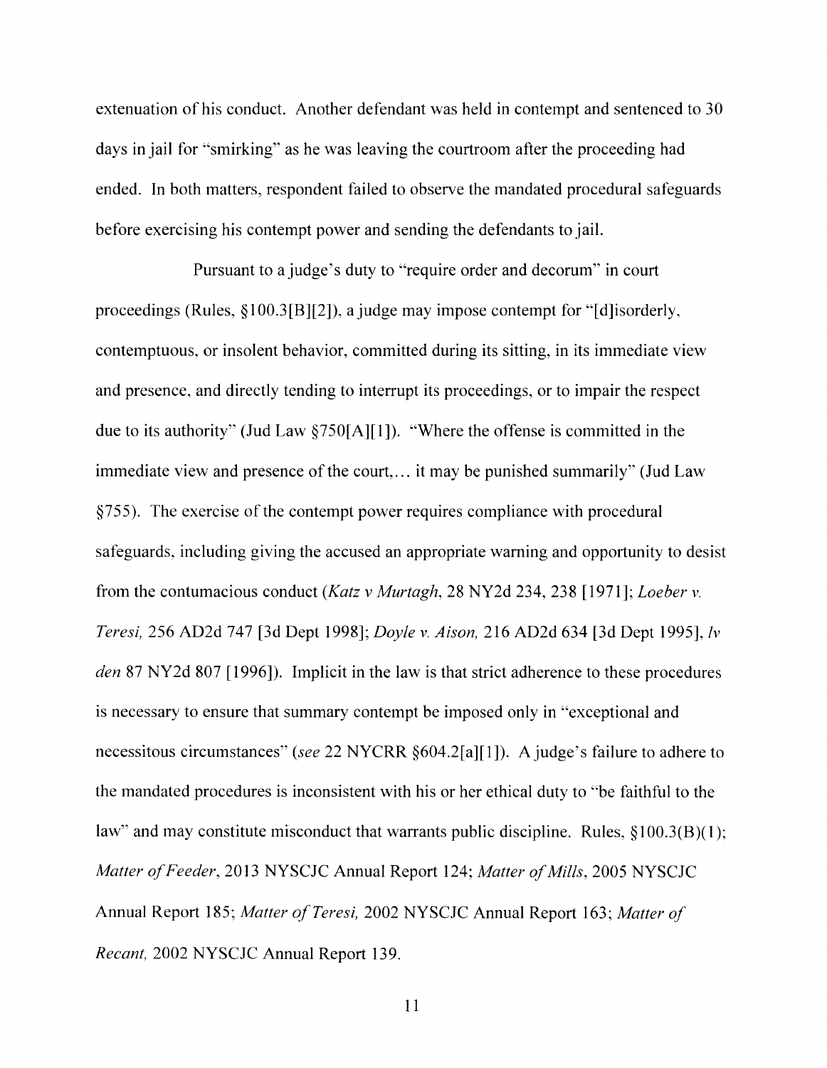extenuation of his conduct. Another defendant was held in contempt and sentenced to 30 days in jail for "smirking" as he was leaving the courtroom after the proceeding had ended. In both matters, respondent failed to observe the mandated procedural safeguards before exercising his contempt power and sending the defendants to jail.

Pursuant to a judge's duty to "require order and decorum" in court proceedings (Rules, §100.3[B][2]), a judge may impose contempt for "[d]isorderly, contemptuous, or insolent behavior, committed during its sitting, in its immediate view and presence, and directly tending to interrupt its proceedings, or to impair the respect due to its authority" (Jud Law §750[A][1]). "Where the offense is committed in the immediate view and presence of the court,... it may be punished summarily" (Jud Law §755). The exercise of the contempt power requires compliance with procedural safeguards, including giving the accused an appropriate warning and opportunity to desist from the contumacious conduct (*Katz v Murtagh*, 28 NY2d 234, 238 [1971]; *Loeber v. Teresi,* 256 AD2d 747 [3d Dept 1998]; *Doyle v. Aison,* 216 AD2d 634 [3d Dept 1995], *lv den* 87 NY2d 807 [1996]). Implicit in the law is that strict adherence to these procedures is necessary to ensure that summary contempt be imposed only in "exceptional and necessitous circumstances" (*see* 22 NYCRR §604.2[a][1]). A judge's failure to adhere to the mandated procedures is inconsistent with his or her ethical duty to "be faithful to the law" and may constitute misconduct that warrants public discipline. Rules, §100.3(B)(1); *Matter of Feeder*, 2013 NYSCJC Annual Report 124; *Matter of Mills*, 2005 NYSCJC Annual Report 185; *Matter of Teresi,* 2002 NYSCJC Annual Report 163; *Matter of Recant,* 2002 NYSCJC Annual Report 139.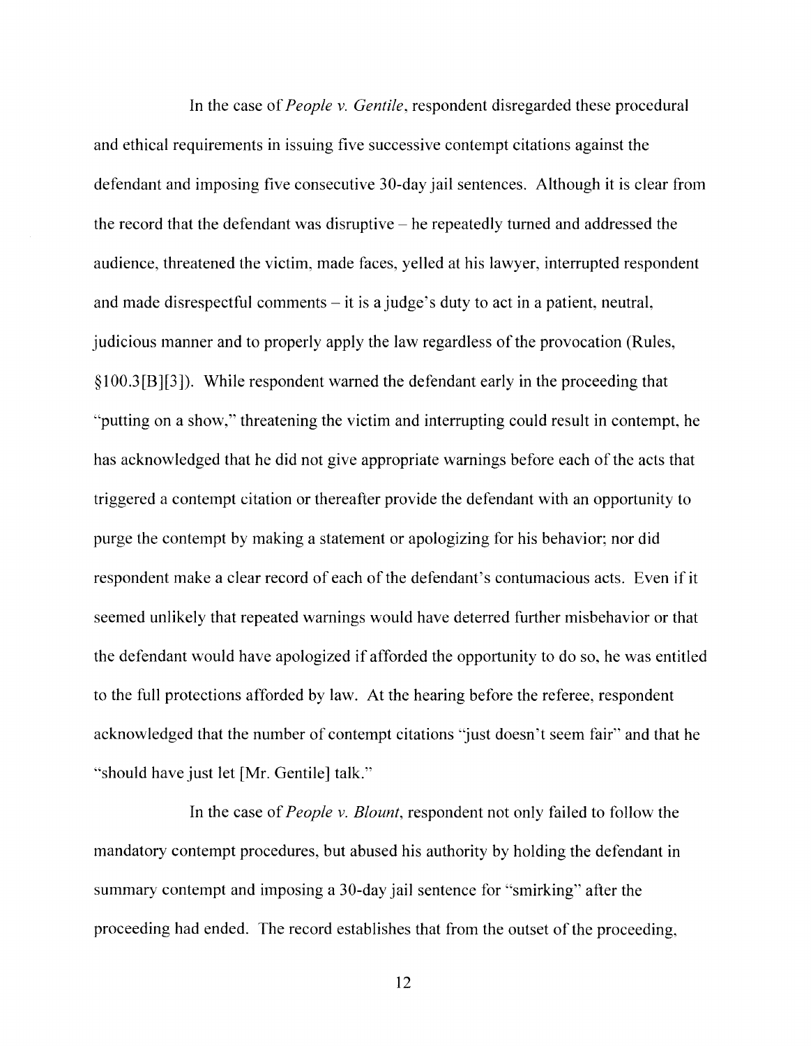In the case of *People v. Gentile*, respondent disregarded these procedural and ethical requirements in issuing five successive contempt citations against the defendant and imposing five consecutive 30-day jail sentences. Although it is clear from the record that the defendant was disruptive – he repeatedly turned and addressed the audience, threatened the victim, made faces, yelled at his lawyer, interrupted respondent and made disrespectful comments – it is a judge's duty to act in a patient, neutral, judicious manner and to properly apply the law regardless of the provocation (Rules, §100.3[B][3]). While respondent warned the defendant early in the proceeding that "putting on a show," threatening the victim and interrupting could result in contempt, he has acknowledged that he did not give appropriate warnings before each of the acts that triggered a contempt citation or thereafter provide the defendant with an opportunity to purge the contempt by making a statement or apologizing for his behavior; nor did respondent make a clear record of each of the defendant's contumacious acts. Even if it seemed unlikely that repeated warnings would have deterred further misbehavior or that the defendant would have apologized if afforded the opportunity to do so, he was entitled to the full protections afforded by law. At the hearing before the referee, respondent acknowledged that the number of contempt citations "just doesn't seem fair" and that he "should have just let [Mr. Gentile] talk."

In the case of *People v. Blount*, respondent not only failed to follow the mandatory contempt procedures, but abused his authority by holding the defendant in summary contempt and imposing a 30-day jail sentence for "smirking" after the proceeding had ended. The record establishes that from the outset of the proceeding,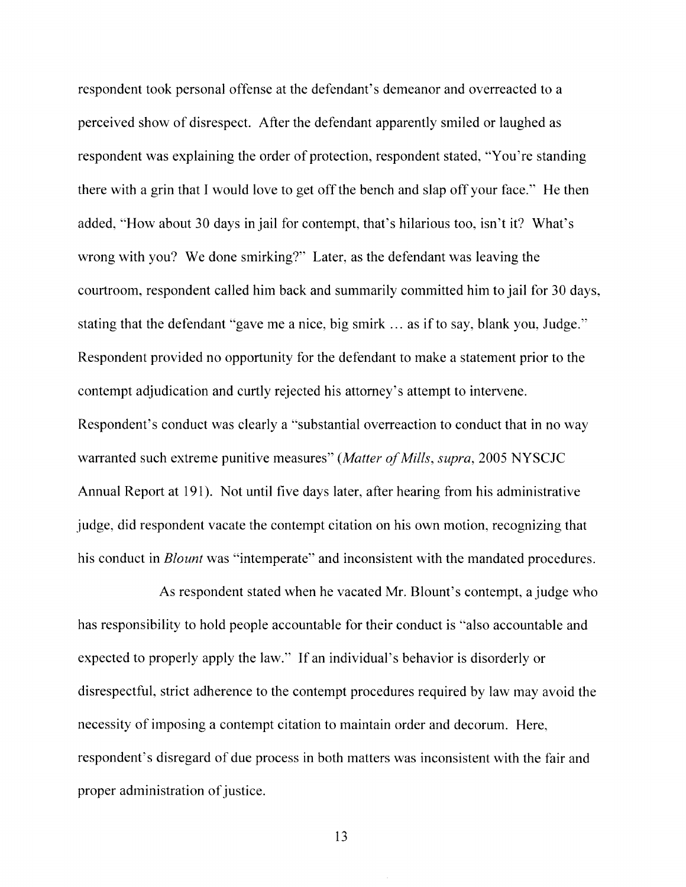respondent took personal offense at the defendant's demeanor and overreacted to a perceived show of disrespect. After the defendant apparently smiled or laughed as respondent was explaining the order of protection, respondent stated, "You're standing there with a grin that I would love to get off the bench and slap off your face." He then added, "How about 30 days in jail for contempt, that's hilarious too, isn't it? What's wrong with you? We done smirking?" Later, as the defendant was leaving the courtroom, respondent called him back and summarily committed him to jail for 30 days, stating that the defendant "gave me a nice, big smirk ... as if to say, blank you, Judge." Respondent provided no opportunity for the defendant to make a statement prior to the contempt adjudication and curtly rejected his attorney's attempt to intervene. Respondent's conduct was clearly a "substantial overreaction to conduct that in no way warranted such extreme punitive measures" (*Matter of Mills*, *supra*, 2005 NYSCJC Annual Report at 191). Not until five days later, after hearing from his administrative judge, did respondent vacate the contempt citation on his own motion, recognizing that his conduct in *Blount* was "intemperate" and inconsistent with the mandated procedures.

As respondent stated when he vacated Mr. Blount's contempt, a judge who has responsibility to hold people accountable for their conduct is "also accountable and expected to properly apply the law." If an individual's behavior is disorderly or disrespectful, strict adherence to the contempt procedures required by law may avoid the necessity of imposing a contempt citation to maintain order and decorum. Here, respondent's disregard of due process in both matters was inconsistent with the fair and proper administration of justice.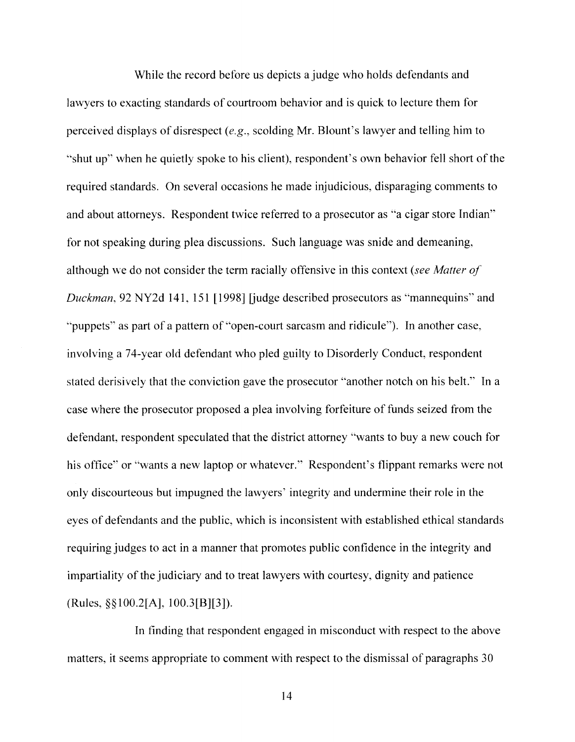While the record before us depicts a judge who holds defendants and lawyers to exacting standards of courtroom behavior and is quick to lecture them for perceived displays of disrespect (*e.g.*, scolding Mr. Blount's lawyer and telling him to "shut up" when he quietly spoke to his client), respondent's own behavior fell short of the required standards. On several occasions he made injudicious, disparaging comments to and about attorneys. Respondent twice referred to a prosecutor as "a cigar store Indian" for not speaking during plea discussions. Such language was snide and demeaning, although we do not consider the term racially offensive in this context (*see Matter of Duckman*, 92 NY2d 141, 151 [1998] [judge described prosecutors as "mannequins" and "puppets" as part of a pattern of "open-court sarcasm and ridicule"). In another case, involving a 74-year old defendant who pled guilty to Disorderly Conduct, respondent stated derisively that the conviction gave the prosecutor "another notch on his belt." In a case where the prosecutor proposed a plea involving forfeiture of funds seized from the defendant, respondent speculated that the district attorney "wants to buy a new couch for his office" or "wants a new laptop or whatever." Respondent's flippant remarks were not only discourteous but impugned the lawyers' integrity and undermine their role in the eyes of defendants and the public, which is inconsistent with established ethical standards requiring judges to act in a manner that promotes public confidence in the integrity and impartiality of the judiciary and to treat lawyers with courtesy, dignity and patience (Rules, §§100.2[A], 100.3[B][3]).

In finding that respondent engaged in misconduct with respect to the above matters, it seems appropriate to comment with respect to the dismissal of paragraphs 30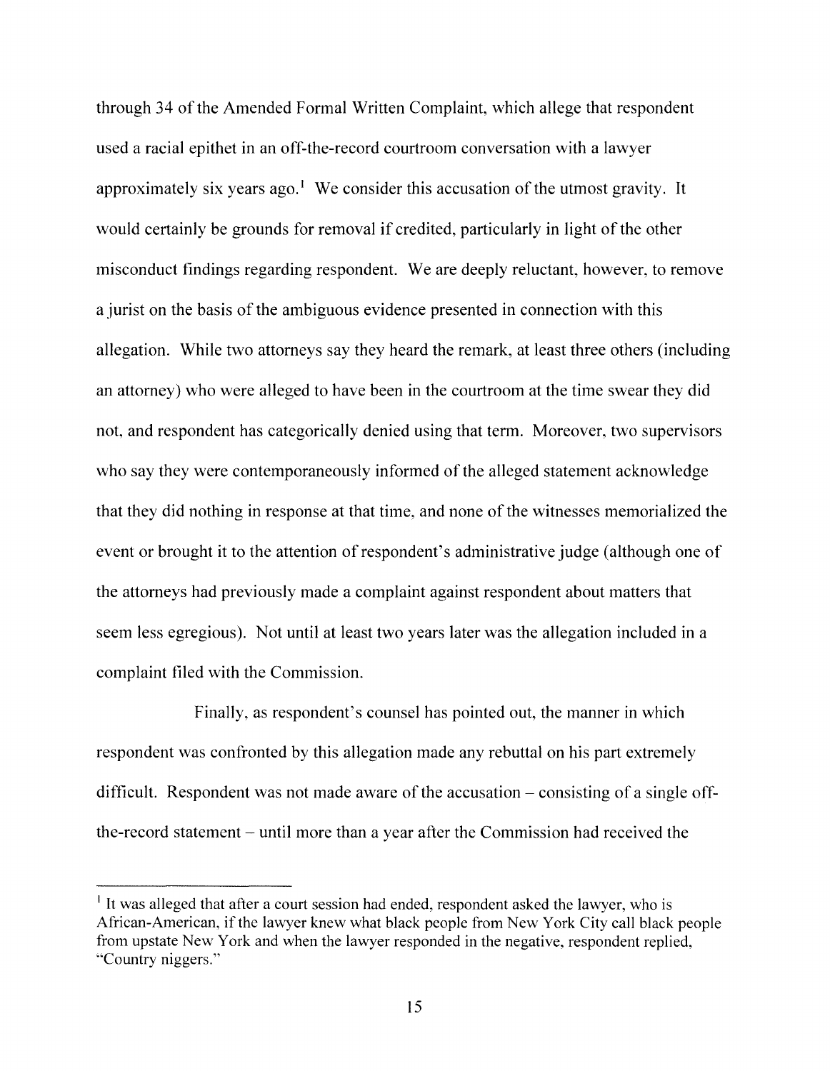through 34 of the Amended Formal Written Complaint, which allege that respondent used a racial epithet in an off-the-record courtroom conversation with a lawyer approximately six years ago.[1] We consider this accusation of the utmost gravity. It would certainly be grounds for removal if credited, particularly in light of the other misconduct findings regarding respondent. We are deeply reluctant, however, to remove a jurist on the basis of the ambiguous evidence presented in connection with this allegation. While two attorneys say they heard the remark, at least three others (including an attorney) who were alleged to have been in the courtroom at the time swear they did not, and respondent has categorically denied using that term. Moreover, two supervisors who say they were contemporaneously informed of the alleged statement acknowledge that they did nothing in response at that time, and none of the witnesses memorialized the event or brought it to the attention of respondent's administrative judge (although one of the attorneys had previously made a complaint against respondent about matters that seem less egregious). Not until at least two years later was the allegation included in a complaint filed with the Commission.

Finally, as respondent's counsel has pointed out, the manner in which respondent was confronted by this allegation made any rebuttal on his part extremely difficult. Respondent was not made aware of the accusation – consisting of a single off-the-record statement – until more than a year after the Commission had received the

---

[1] It was alleged that after a court session had ended, respondent asked the lawyer, who is African-American, if the lawyer knew what black people from New York City call black people from upstate New York and when the lawyer responded in the negative, respondent replied, "Country niggers."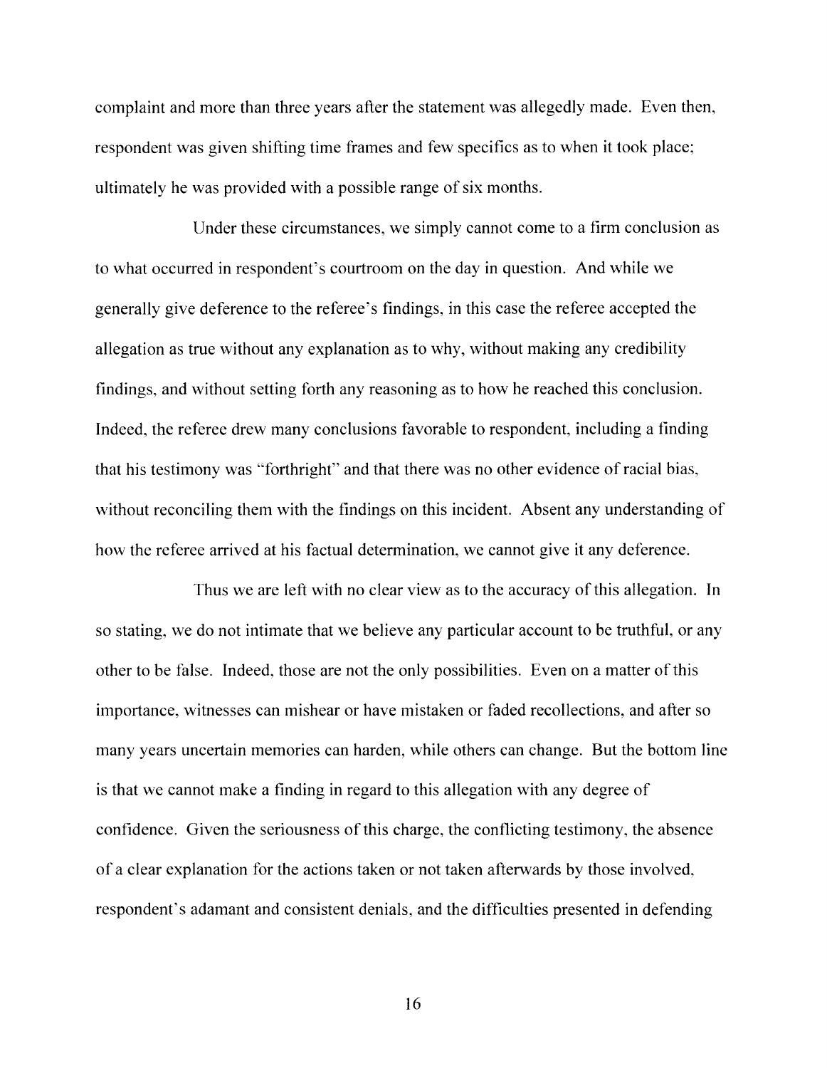complaint and more than three years after the statement was allegedly made. Even then, respondent was given shifting time frames and few specifics as to when it took place; ultimately he was provided with a possible range of six months.

Under these circumstances, we simply cannot come to a firm conclusion as to what occurred in respondent's courtroom on the day in question. And while we generally give deference to the referee's findings, in this case the referee accepted the allegation as true without any explanation as to why, without making any credibility findings, and without setting forth any reasoning as to how he reached this conclusion. Indeed, the referee drew many conclusions favorable to respondent, including a finding that his testimony was "forthright" and that there was no other evidence of racial bias, without reconciling them with the findings on this incident. Absent any understanding of how the referee arrived at his factual determination, we cannot give it any deference.

Thus we are left with no clear view as to the accuracy of this allegation. In so stating, we do not intimate that we believe any particular account to be truthful, or any other to be false. Indeed, those are not the only possibilities. Even on a matter of this importance, witnesses can mishear or have mistaken or faded recollections, and after so many years uncertain memories can harden, while others can change. But the bottom line is that we cannot make a finding in regard to this allegation with any degree of confidence. Given the seriousness of this charge, the conflicting testimony, the absence of a clear explanation for the actions taken or not taken afterwards by those involved, respondent's adamant and consistent denials, and the difficulties presented in defending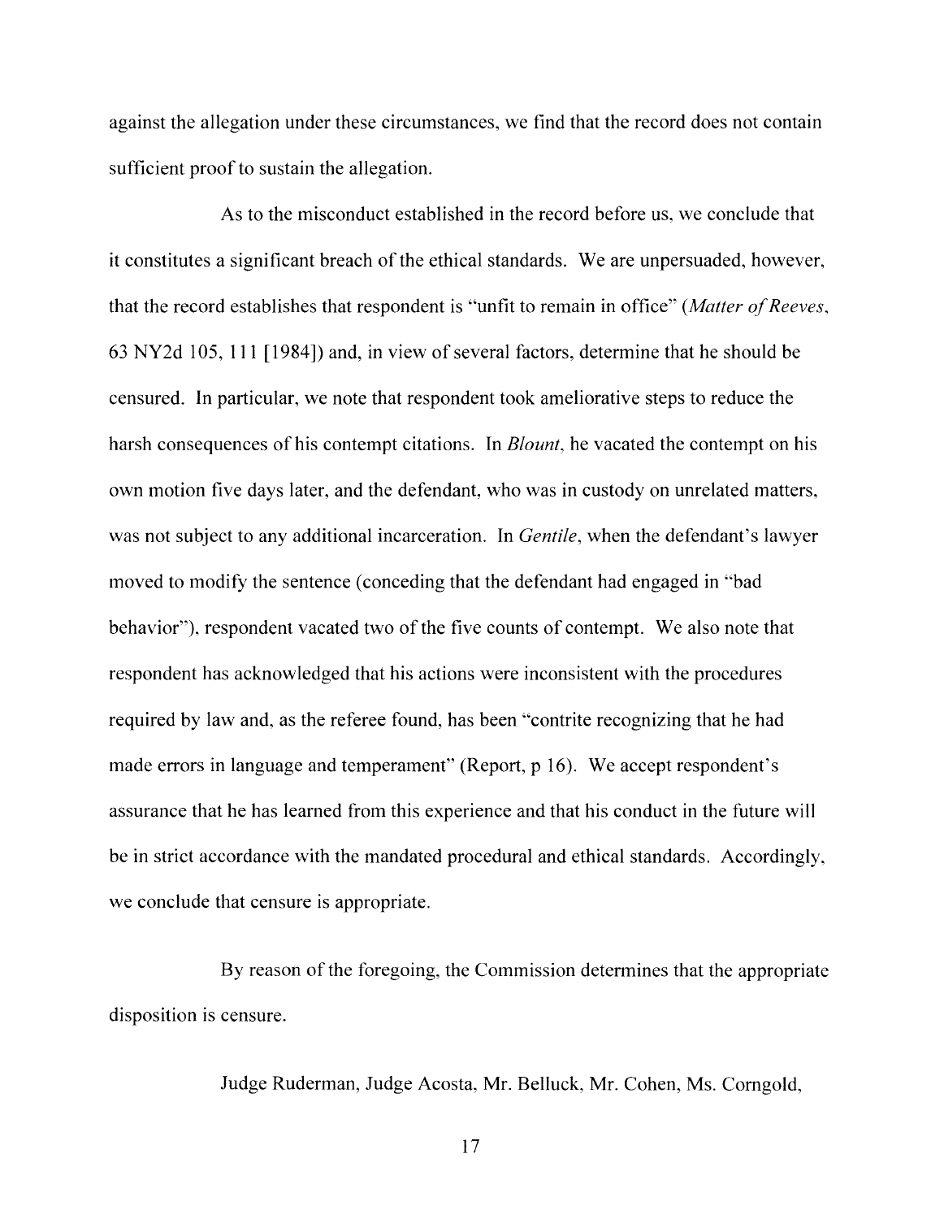against the allegation under these circumstances, we find that the record does not contain sufficient proof to sustain the allegation.

As to the misconduct established in the record before us, we conclude that it constitutes a significant breach of the ethical standards. We are unpersuaded, however, that the record establishes that respondent is "unfit to remain in office" (*Matter of Reeves*, 63 NY2d 105, 111 [1984]) and, in view of several factors, determine that he should be censured. In particular, we note that respondent took ameliorative steps to reduce the harsh consequences of his contempt citations. In *Blount*, he vacated the contempt on his own motion five days later, and the defendant, who was in custody on unrelated matters, was not subject to any additional incarceration. In *Gentile*, when the defendant's lawyer moved to modify the sentence (conceding that the defendant had engaged in "bad behavior"), respondent vacated two of the five counts of contempt. We also note that respondent has acknowledged that his actions were inconsistent with the procedures required by law and, as the referee found, has been "contrite recognizing that he had made errors in language and temperament" (Report, p 16). We accept respondent's assurance that he has learned from this experience and that his conduct in the future will be in strict accordance with the mandated procedural and ethical standards. Accordingly, we conclude that censure is appropriate.

By reason of the foregoing, the Commission determines that the appropriate disposition is censure.

Judge Ruderman, Judge Acosta, Mr. Belluck, Mr. Cohen, Ms. Corngold,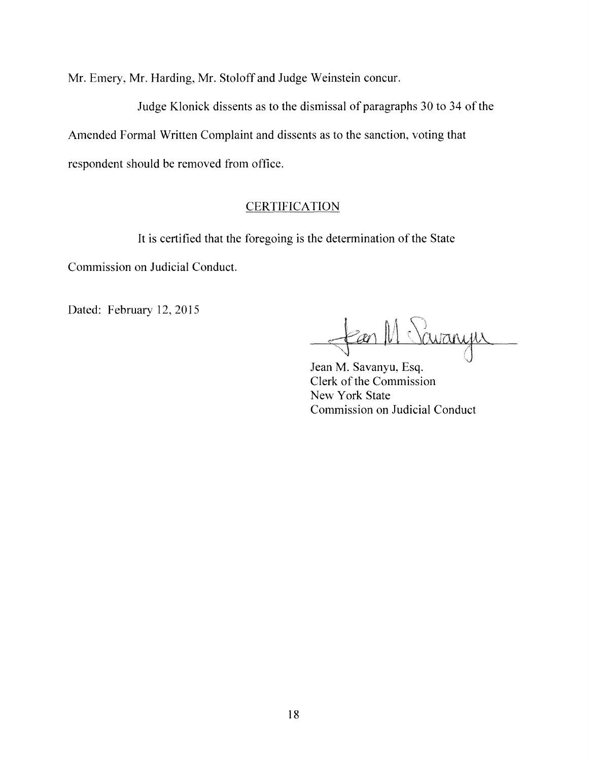Mr. Emery, Mr. Harding, Mr. Stoloff and Judge Weinstein concur.

Judge Klonick dissents as to the dismissal of paragraphs 30 to 34 of the Amended Formal Written Complaint and dissents as to the sanction, voting that respondent should be removed from office.

## CERTIFICATION

It is certified that the foregoing is the determination of the State Commission on Judicial Conduct.

Dated: February 12, 2015

Jean M. Savanyu, Esq.
Clerk of the Commission
New York State
Commission on Judicial Conduct